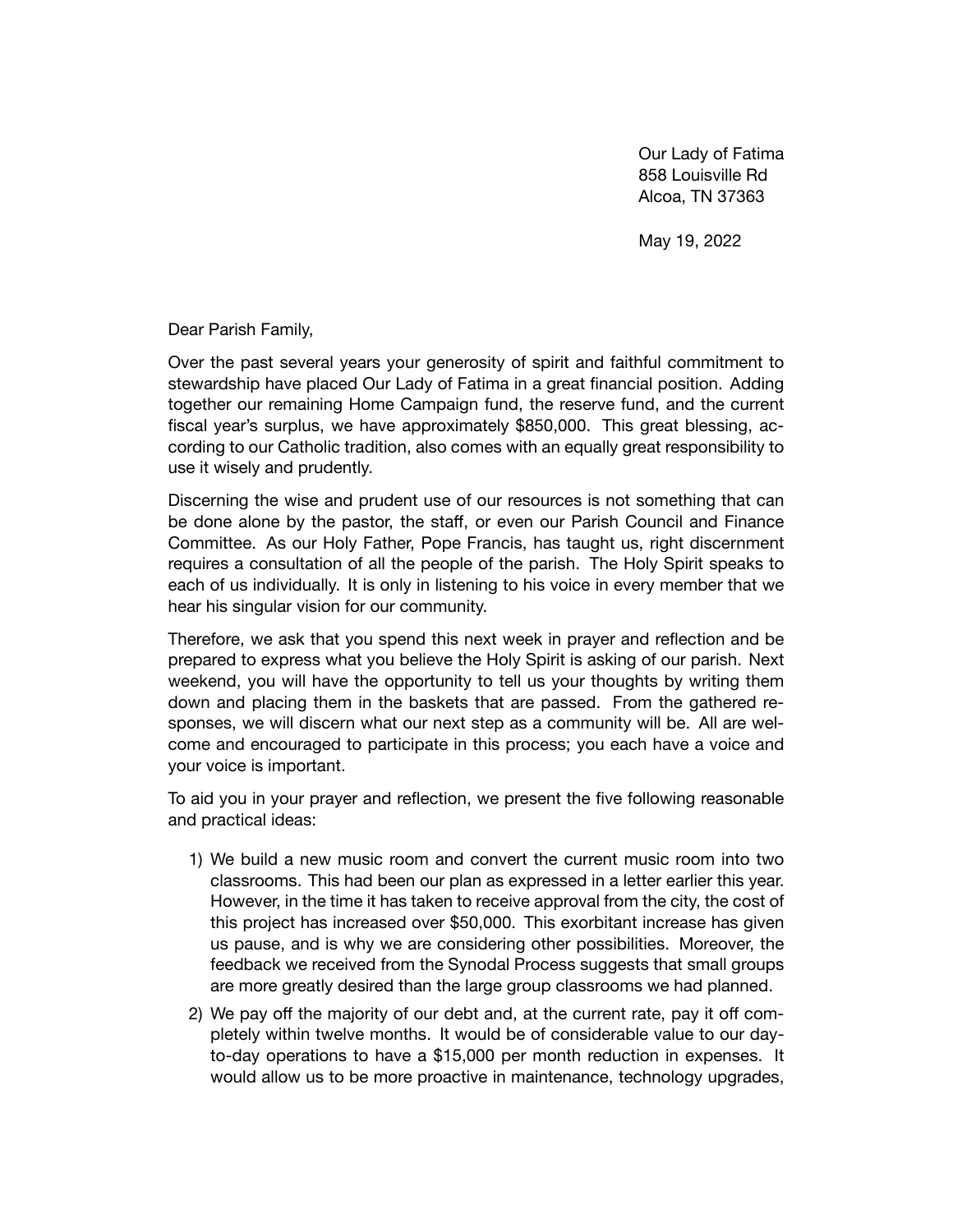Our Lady of Fatima
858 Louisville Rd
Alcoa, TN 37363

May 19, 2022

Dear Parish Family,

Over the past several years your generosity of spirit and faithful commitment to stewardship have placed Our Lady of Fatima in a great financial position. Adding together our remaining Home Campaign fund, the reserve fund, and the current fiscal year's surplus, we have approximately $850,000. This great blessing, according to our Catholic tradition, also comes with an equally great responsibility to use it wisely and prudently.

Discerning the wise and prudent use of our resources is not something that can be done alone by the pastor, the staff, or even our Parish Council and Finance Committee. As our Holy Father, Pope Francis, has taught us, right discernment requires a consultation of all the people of the parish. The Holy Spirit speaks to each of us individually. It is only in listening to his voice in every member that we hear his singular vision for our community.

Therefore, we ask that you spend this next week in prayer and reflection and be prepared to express what you believe the Holy Spirit is asking of our parish. Next weekend, you will have the opportunity to tell us your thoughts by writing them down and placing them in the baskets that are passed. From the gathered responses, we will discern what our next step as a community will be. All are welcome and encouraged to participate in this process; you each have a voice and your voice is important.

To aid you in your prayer and reflection, we present the five following reasonable and practical ideas:

1) We build a new music room and convert the current music room into two classrooms. This had been our plan as expressed in a letter earlier this year. However, in the time it has taken to receive approval from the city, the cost of this project has increased over $50,000. This exorbitant increase has given us pause, and is why we are considering other possibilities. Moreover, the feedback we received from the Synodal Process suggests that small groups are more greatly desired than the large group classrooms we had planned.
2) We pay off the majority of our debt and, at the current rate, pay it off completely within twelve months. It would be of considerable value to our day-to-day operations to have a $15,000 per month reduction in expenses. It would allow us to be more proactive in maintenance, technology upgrades,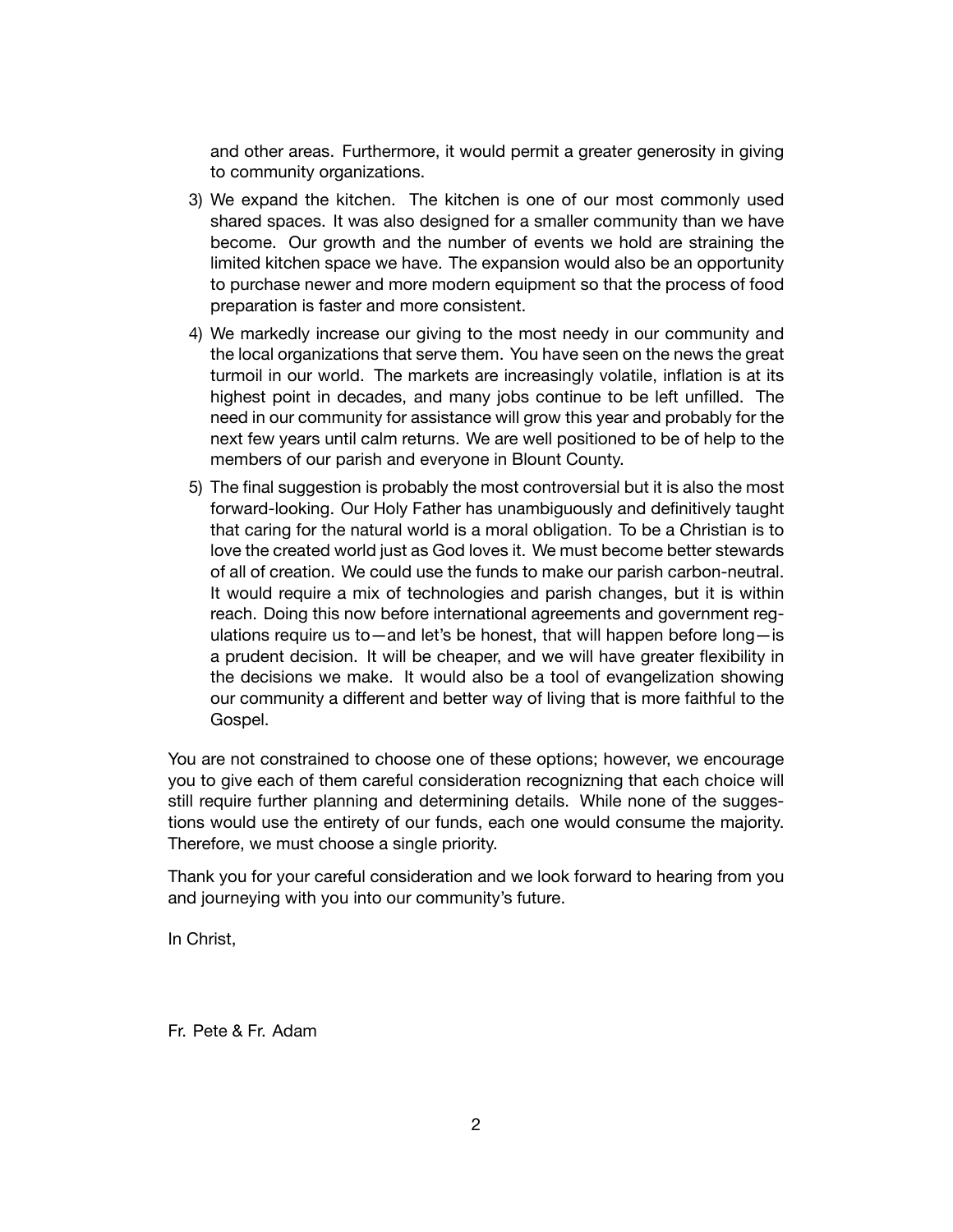and other areas. Furthermore, it would permit a greater generosity in giving to community organizations.

3) We expand the kitchen. The kitchen is one of our most commonly used shared spaces. It was also designed for a smaller community than we have become. Our growth and the number of events we hold are straining the limited kitchen space we have. The expansion would also be an opportunity to purchase newer and more modern equipment so that the process of food preparation is faster and more consistent.
4) We markedly increase our giving to the most needy in our community and the local organizations that serve them. You have seen on the news the great turmoil in our world. The markets are increasingly volatile, inflation is at its highest point in decades, and many jobs continue to be left unfilled. The need in our community for assistance will grow this year and probably for the next few years until calm returns. We are well positioned to be of help to the members of our parish and everyone in Blount County.
5) The final suggestion is probably the most controversial but it is also the most forward-looking. Our Holy Father has unambiguously and definitively taught that caring for the natural world is a moral obligation. To be a Christian is to love the created world just as God loves it. We must become better stewards of all of creation. We could use the funds to make our parish carbon-neutral. It would require a mix of technologies and parish changes, but it is within reach. Doing this now before international agreements and government regulations require us to—and let's be honest, that will happen before long—is a prudent decision. It will be cheaper, and we will have greater flexibility in the decisions we make. It would also be a tool of evangelization showing our community a different and better way of living that is more faithful to the Gospel.

You are not constrained to choose one of these options; however, we encourage you to give each of them careful consideration recogniznng that each choice will still require further planning and determining details. While none of the suggestions would use the entirety of our funds, each one would consume the majority. Therefore, we must choose a single priority.

Thank you for your careful consideration and we look forward to hearing from you and journeying with you into our community's future.

In Christ,

Fr. Pete & Fr. Adam